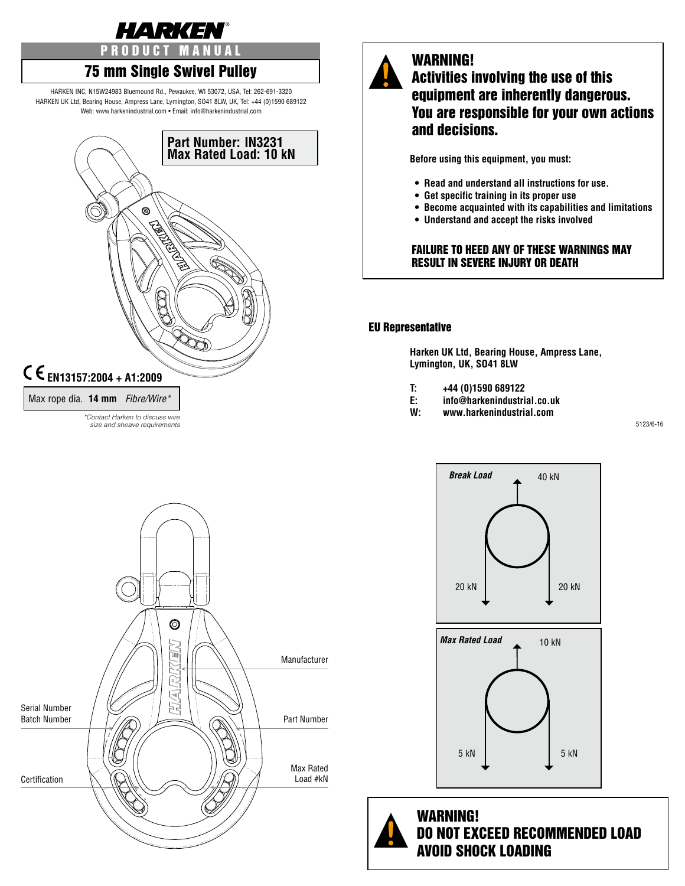# HARKEN

## PRODUCT MANUAL

## 75 mm Single Swivel Pulley

HARKEN INC, N15W24983 Bluemound Rd., Pewaukee, WI 53072, USA, Tel: 262-691-3320
HARKEN UK Ltd, Bearing House, Ampress Lane, Lymington, SO41 8LW, UK, Tel: +44 (0)1590 689122
Web: www.harkenindustrial.com • Email: info@harkenindustrial.com

**Part Number: IN3231**
**Max Rated Load: 10 kN**

**CE EN13157:2004 + A1:2009**

Max rope dia. **14 mm** *Fibre/Wire**

**Contact Harken to discuss wire size and sheave requirements*

Manufacturer

Serial Number
Batch Number

Part Number

Certification

Max Rated
Load #kN

## WARNING!
## Activities involving the use of this equipment are inherently dangerous. You are responsible for your own actions and decisions.

**Before using this equipment, you must:**

- **Read and understand all instructions for use.**
- **Get specific training in its proper use**
- **Become acquainted with its capabilities and limitations**
- **Understand and accept the risks involved**

**FAILURE TO HEED ANY OF THESE WARNINGS MAY RESULT IN SEVERE INJURY OR DEATH**

### EU Representative

**Harken UK Ltd, Bearing House, Ampress Lane, Lymington, UK, SO41 8LW**

**T:** **+44 (0)1590 689122**
**E:** **info@harkenindustrial.co.uk**
**W:** **www.harkenindustrial.com**

5123/6-16

***Break Load*** 40 kN

20 kN 20 kN

***Max Rated Load*** 10 kN

5 kN 5 kN

## WARNING!
## DO NOT EXCEED RECOMMENDED LOAD
## AVOID SHOCK LOADING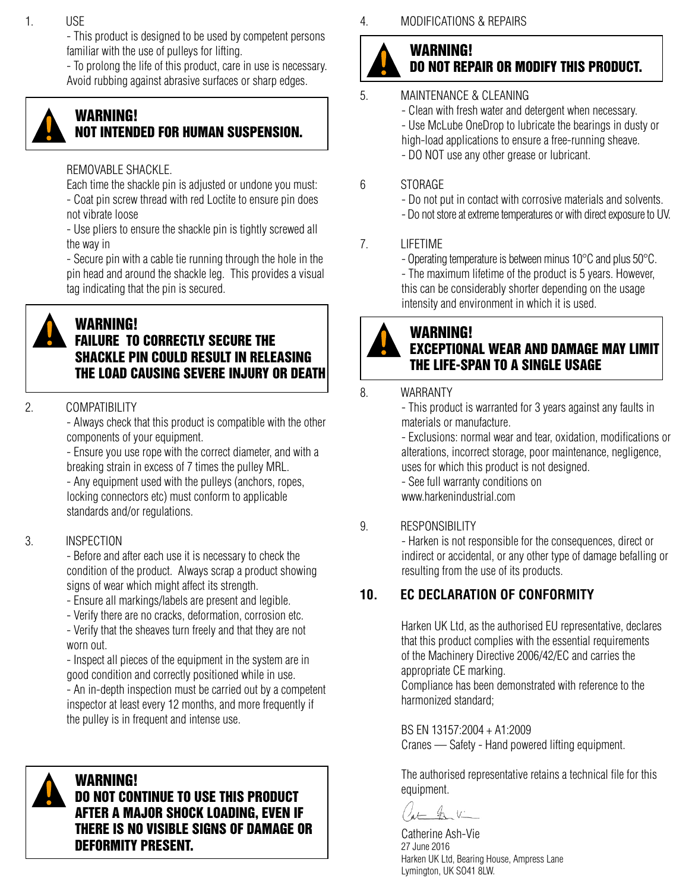1. USE

- This product is designed to be used by competent persons familiar with the use of pulleys for lifting.
- To prolong the life of this product, care in use is necessary. Avoid rubbing against abrasive surfaces or sharp edges.

**WARNING!**
**NOT INTENDED FOR HUMAN SUSPENSION.**

REMOVABLE SHACKLE.

Each time the shackle pin is adjusted or undone you must:

- Coat pin screw thread with red Loctite to ensure pin does not vibrate loose
- Use pliers to ensure the shackle pin is tightly screwed all the way in
- Secure pin with a cable tie running through the hole in the pin head and around the shackle leg. This provides a visual tag indicating that the pin is secured.

**WARNING!**
**FAILURE TO CORRECTLY SECURE THE SHACKLE PIN COULD RESULT IN RELEASING THE LOAD CAUSING SEVERE INJURY OR DEATH**

2. COMPATIBILITY

- Always check that this product is compatible with the other components of your equipment.
- Ensure you use rope with the correct diameter, and with a breaking strain in excess of 7 times the pulley MRL.
- Any equipment used with the pulleys (anchors, ropes, locking connectors etc) must conform to applicable standards and/or regulations.

3. INSPECTION

- Before and after each use it is necessary to check the condition of the product. Always scrap a product showing signs of wear which might affect its strength.
- Ensure all markings/labels are present and legible.
- Verify there are no cracks, deformation, corrosion etc.
- Verify that the sheaves turn freely and that they are not worn out.
- Inspect all pieces of the equipment in the system are in good condition and correctly positioned while in use.
- An in-depth inspection must be carried out by a competent inspector at least every 12 months, and more frequently if the pulley is in frequent and intense use.

**WARNING!**
**DO NOT CONTINUE TO USE THIS PRODUCT AFTER A MAJOR SHOCK LOADING, EVEN IF THERE IS NO VISIBLE SIGNS OF DAMAGE OR DEFORMITY PRESENT.**

4. MODIFICATIONS & REPAIRS

**WARNING!**
**DO NOT REPAIR OR MODIFY THIS PRODUCT.**

5. MAINTENANCE & CLEANING

- Clean with fresh water and detergent when necessary.
- Use McLube OneDrop to lubricate the bearings in dusty or high-load applications to ensure a free-running sheave.
- DO NOT use any other grease or lubricant.

6 STORAGE

- Do not put in contact with corrosive materials and solvents.
- Do not store at extreme temperatures or with direct exposure to UV.

7. LIFETIME

- Operating temperature is between minus 10°C and plus 50°C.
- The maximum lifetime of the product is 5 years. However, this can be considerably shorter depending on the usage intensity and environment in which it is used.

**WARNING!**
**EXCEPTIONAL WEAR AND DAMAGE MAY LIMIT THE LIFE-SPAN TO A SINGLE USAGE**

8. WARRANTY

- This product is warranted for 3 years against any faults in materials or manufacture.
- Exclusions: normal wear and tear, oxidation, modifications or alterations, incorrect storage, poor maintenance, negligence, uses for which this product is not designed.
- See full warranty conditions on www.harkenindustrial.com

9. RESPONSIBILITY

- Harken is not responsible for the consequences, direct or indirect or accidental, or any other type of damage befalling or resulting from the use of its products.

## 10. EC DECLARATION OF CONFORMITY

Harken UK Ltd, as the authorised EU representative, declares that this product complies with the essential requirements of the Machinery Directive 2006/42/EC and carries the appropriate CE marking.
Compliance has been demonstrated with reference to the harmonized standard;

BS EN 13157:2004 + A1:2009
Cranes — Safety - Hand powered lifting equipment.

The authorised representative retains a technical file for this equipment.

Catherine Ash-Vie
27 June 2016
Harken UK Ltd, Bearing House, Ampress Lane
Lymington, UK SO41 8LW.